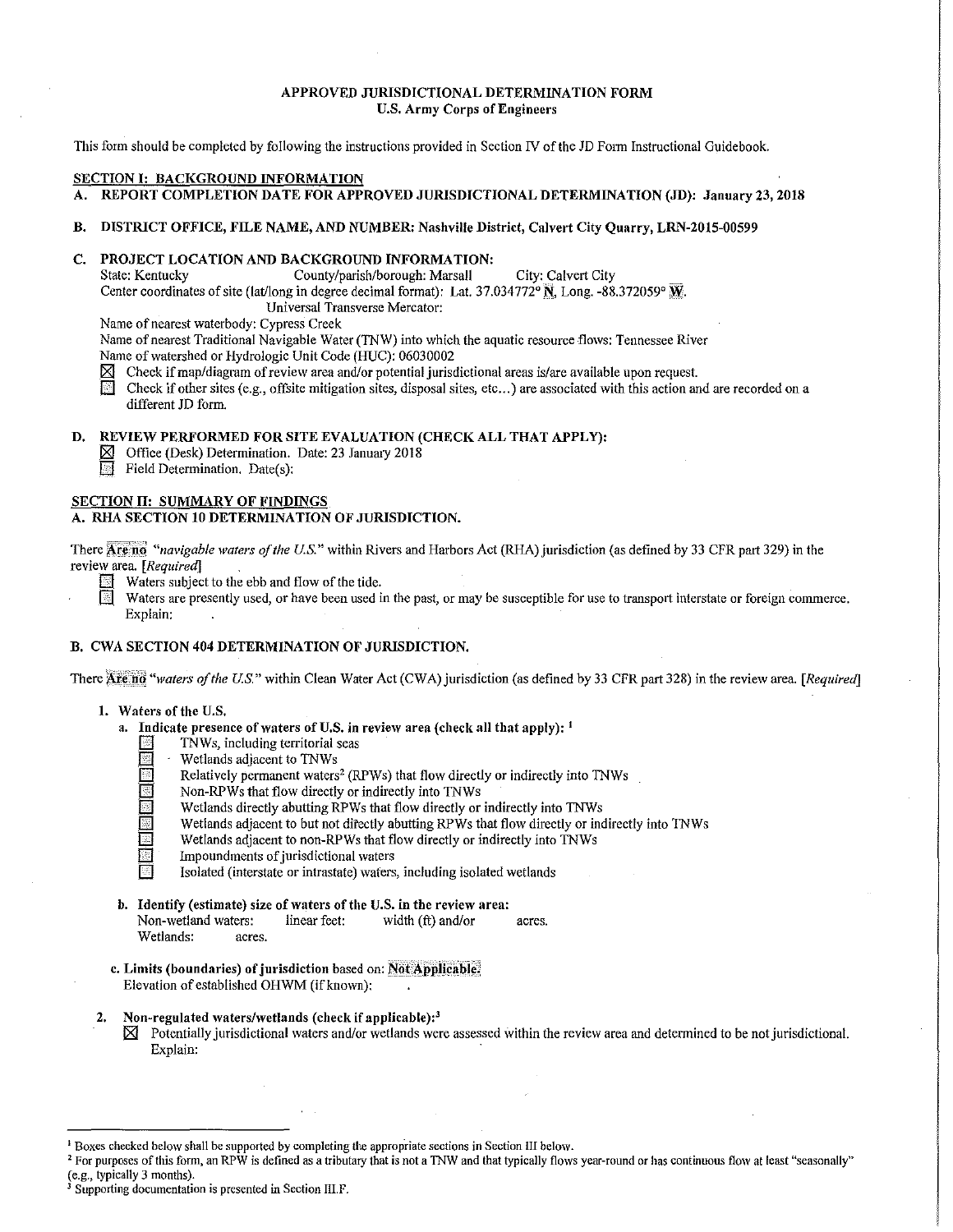# APPROVED JURISDICTIONAL DETERMINATION FORM
## U.S. Army Corps of Engineers

This form should be completed by following the instructions provided in Section IV of the JD Form Instructional Guidebook.

## SECTION I: BACKGROUND INFORMATION

**A. REPORT COMPLETION DATE FOR APPROVED JURISDICTIONAL DETERMINATION (JD): January 23, 2018**

**B. DISTRICT OFFICE, FILE NAME, AND NUMBER: Nashville District, Calvert City Quarry, LRN-2015-00599**

**C. PROJECT LOCATION AND BACKGROUND INFORMATION:**

State: Kentucky  County/parish/borough: Marsall  City: Calvert City

Center coordinates of site (lat/long in degree decimal format): Lat. 37.034772° N, Long. -88.372059° W.

Universal Transverse Mercator:

Name of nearest waterbody: Cypress Creek

Name of nearest Traditional Navigable Water (TNW) into which the aquatic resource flows: Tennessee River

Name of watershed or Hydrologic Unit Code (HUC): 06030002

- ☒ Check if map/diagram of review area and/or potential jurisdictional areas is/are available upon request.
- ☐ Check if other sites (e.g., offsite mitigation sites, disposal sites, etc...) are associated with this action and are recorded on a different JD form.

**D. REVIEW PERFORMED FOR SITE EVALUATION (CHECK ALL THAT APPLY):**

- ☒ Office (Desk) Determination. Date: 23 January 2018
- ☐ Field Determination. Date(s):

## SECTION II: SUMMARY OF FINDINGS

**A. RHA SECTION 10 DETERMINATION OF JURISDICTION.**

There **Are no** "*navigable waters of the U.S.*" within Rivers and Harbors Act (RHA) jurisdiction (as defined by 33 CFR part 329) in the review area. [*Required*]

- ☐ Waters subject to the ebb and flow of the tide.
- ☐ Waters are presently used, or have been used in the past, or may be susceptible for use to transport interstate or foreign commerce. Explain:

**B. CWA SECTION 404 DETERMINATION OF JURISDICTION.**

There **Are no** "*waters of the U.S.*" within Clean Water Act (CWA) jurisdiction (as defined by 33 CFR part 328) in the review area. [*Required*]

**1. Waters of the U.S.**

**a. Indicate presence of waters of U.S. in review area (check all that apply):** [1]

- ☐ TNWs, including territorial seas
- ☐ Wetlands adjacent to TNWs
- ☐ Relatively permanent waters[2] (RPWs) that flow directly or indirectly into TNWs
- ☐ Non-RPWs that flow directly or indirectly into TNWs
- ☐ Wetlands directly abutting RPWs that flow directly or indirectly into TNWs
- ☐ Wetlands adjacent to but not directly abutting RPWs that flow directly or indirectly into TNWs
- ☐ Wetlands adjacent to non-RPWs that flow directly or indirectly into TNWs
- ☐ Impoundments of jurisdictional waters
- ☐ Isolated (interstate or intrastate) waters, including isolated wetlands

**b. Identify (estimate) size of waters of the U.S. in the review area:**

Non-wetland waters: linear feet: width (ft) and/or acres.

Wetlands: acres.

**c. Limits (boundaries) of jurisdiction** based on: **Not Applicable.**

Elevation of established OHWM (if known):

**2. Non-regulated waters/wetlands (check if applicable):**[3]

- ☒ Potentially jurisdictional waters and/or wetlands were assessed within the review area and determined to be not jurisdictional. Explain:

---

[1] Boxes checked below shall be supported by completing the appropriate sections in Section III below.

[2] For purposes of this form, an RPW is defined as a tributary that is not a TNW and that typically flows year-round or has continuous flow at least "seasonally" (e.g., typically 3 months).

[3] Supporting documentation is presented in Section III.F.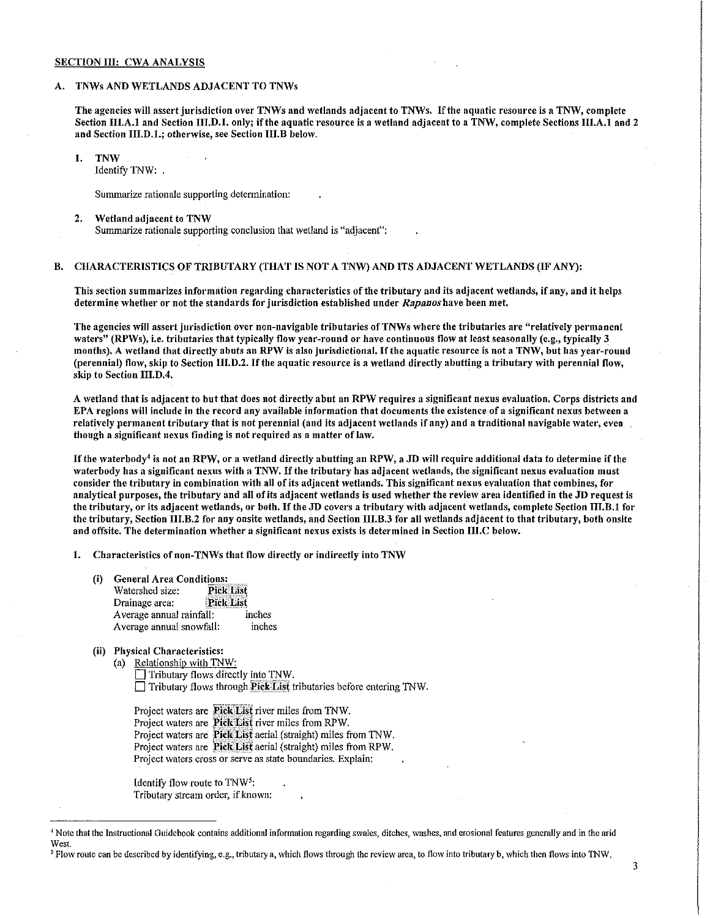## SECTION III: CWA ANALYSIS

### A. TNWs AND WETLANDS ADJACENT TO TNWs

**The agencies will assert jurisdiction over TNWs and wetlands adjacent to TNWs. If the aquatic resource is a TNW, complete Section III.A.1 and Section III.D.1. only; if the aquatic resource is a wetland adjacent to a TNW, complete Sections III.A.1 and 2 and Section III.D.1.; otherwise, see Section III.B below.**

**1. TNW**

Identify TNW: .

Summarize rationale supporting determination: .

**2. Wetland adjacent to TNW**

Summarize rationale supporting conclusion that wetland is "adjacent": .

### B. CHARACTERISTICS OF TRIBUTARY (THAT IS NOT A TNW) AND ITS ADJACENT WETLANDS (IF ANY):

**This section summarizes information regarding characteristics of the tributary and its adjacent wetlands, if any, and it helps determine whether or not the standards for jurisdiction established under *Rapanos* have been met.**

**The agencies will assert jurisdiction over non-navigable tributaries of TNWs where the tributaries are "relatively permanent waters" (RPWs), i.e. tributaries that typically flow year-round or have continuous flow at least seasonally (e.g., typically 3 months). A wetland that directly abuts an RPW is also jurisdictional. If the aquatic resource is not a TNW, but has year-round (perennial) flow, skip to Section III.D.2. If the aquatic resource is a wetland directly abutting a tributary with perennial flow, skip to Section III.D.4.**

**A wetland that is adjacent to but that does not directly abut an RPW requires a significant nexus evaluation. Corps districts and EPA regions will include in the record any available information that documents the existence of a significant nexus between a relatively permanent tributary that is not perennial (and its adjacent wetlands if any) and a traditional navigable water, even though a significant nexus finding is not required as a matter of law.**

**If the waterbody[4] is not an RPW, or a wetland directly abutting an RPW, a JD will require additional data to determine if the waterbody has a significant nexus with a TNW. If the tributary has adjacent wetlands, the significant nexus evaluation must consider the tributary in combination with all of its adjacent wetlands. This significant nexus evaluation that combines, for analytical purposes, the tributary and all of its adjacent wetlands is used whether the review area identified in the JD request is the tributary, or its adjacent wetlands, or both. If the JD covers a tributary with adjacent wetlands, complete Section III.B.1 for the tributary, Section III.B.2 for any onsite wetlands, and Section III.B.3 for all wetlands adjacent to that tributary, both onsite and offsite. The determination whether a significant nexus exists is determined in Section III.C below.**

**1. Characteristics of non-TNWs that flow directly or indirectly into TNW**

**(i) General Area Conditions:**

Watershed size: Pick List
Drainage area: Pick List
Average annual rainfall: inches
Average annual snowfall: inches

**(ii) Physical Characteristics:**

(a) Relationship with TNW:

☐ Tributary flows directly into TNW.
☐ Tributary flows through Pick List tributaries before entering TNW.

Project waters are Pick List river miles from TNW.
Project waters are Pick List river miles from RPW.
Project waters are Pick List aerial (straight) miles from TNW.
Project waters are Pick List aerial (straight) miles from RPW.
Project waters cross or serve as state boundaries. Explain: .

Identify flow route to TNW[5]: .
Tributary stream order, if known: .

---

[4] Note that the Instructional Guidebook contains additional information regarding swales, ditches, washes, and erosional features generally and in the arid West.

[5] Flow route can be described by identifying, e.g., tributary a, which flows through the review area, to flow into tributary b, which then flows into TNW.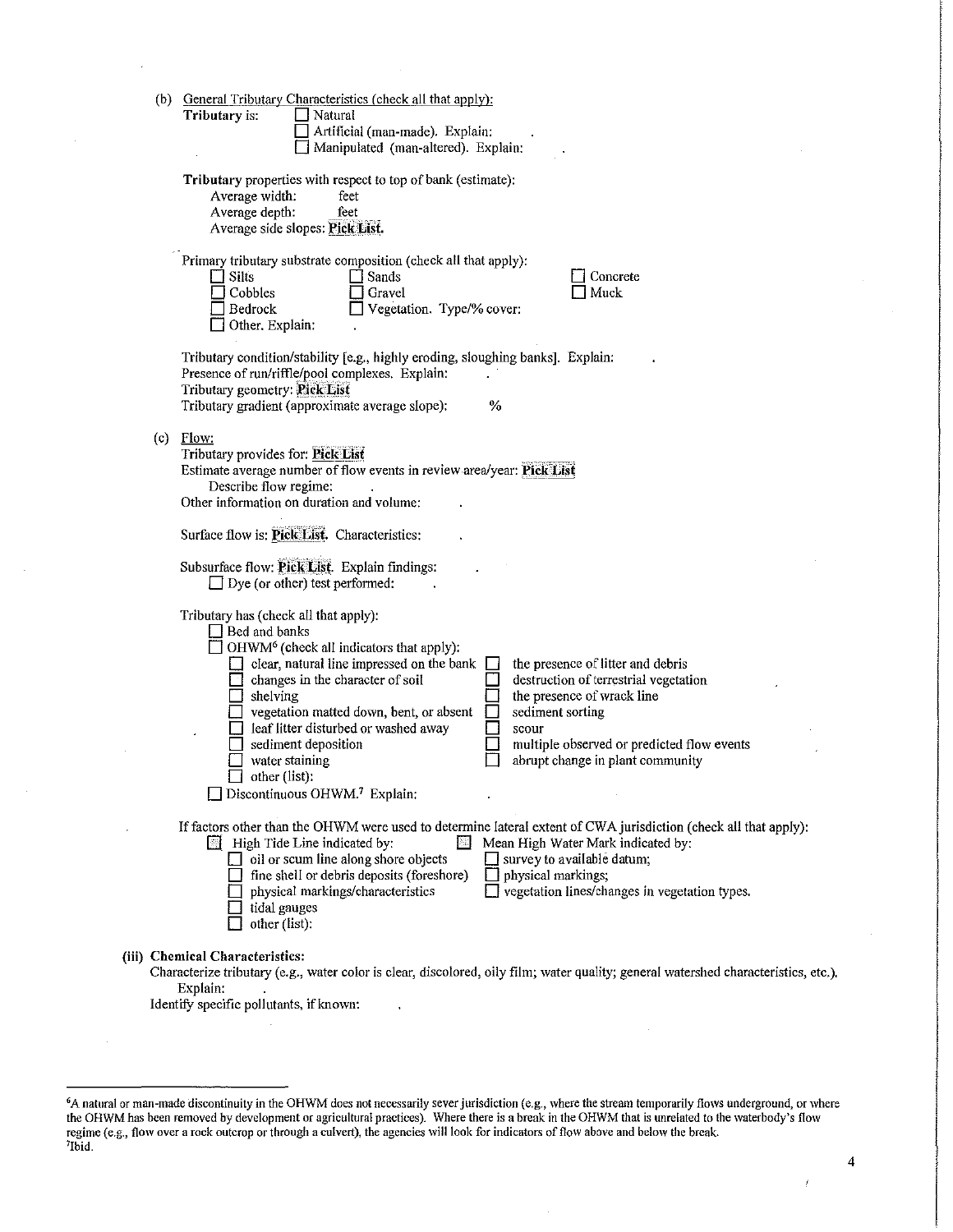(b) General Tributary Characteristics (check all that apply):

**Tributary** is: ☐ Natural
☐ Artificial (man-made). Explain: .
☐ Manipulated (man-altered). Explain: .

**Tributary** properties with respect to top of bank (estimate):
Average width: feet
Average depth: feet
Average side slopes: **Pick List**.

Primary tributary substrate composition (check all that apply):

☐ Silts ☐ Sands ☐ Concrete
☐ Cobbles ☐ Gravel ☐ Muck
☐ Bedrock ☐ Vegetation. Type/% cover:
☐ Other. Explain: .

Tributary condition/stability [e.g., highly eroding, sloughing banks]. Explain: .
Presence of run/riffle/pool complexes. Explain: .
Tributary geometry: **Pick List**
Tributary gradient (approximate average slope): %

(c) Flow:

Tributary provides for: **Pick List**
Estimate average number of flow events in review area/year: **Pick List**
Describe flow regime: .
Other information on duration and volume: .

Surface flow is: **Pick List**. Characteristics: .

Subsurface flow: **Pick List**. Explain findings: .
☐ Dye (or other) test performed: .

Tributary has (check all that apply):
☐ Bed and banks
☐ OHWM[6] (check all indicators that apply):
☐ clear, natural line impressed on the bank
☐ changes in the character of soil
☐ shelving
☐ vegetation matted down, bent, or absent
☐ leaf litter disturbed or washed away
☐ sediment deposition
☐ water staining
☐ other (list):
☐ the presence of litter and debris
☐ destruction of terrestrial vegetation
☐ the presence of wrack line
☐ sediment sorting
☐ scour
☐ multiple observed or predicted flow events
☐ abrupt change in plant community
☐ Discontinuous OHWM.[7] Explain: .

If factors other than the OHWM were used to determine lateral extent of CWA jurisdiction (check all that apply):
☐ High Tide Line indicated by:
☐ oil or scum line along shore objects
☐ fine shell or debris deposits (foreshore)
☐ physical markings/characteristics
☐ tidal gauges
☐ other (list):
☐ Mean High Water Mark indicated by:
☐ survey to available datum;
☐ physical markings;
☐ vegetation lines/changes in vegetation types.

**(iii) Chemical Characteristics:**

Characterize tributary (e.g., water color is clear, discolored, oily film; water quality; general watershed characteristics, etc.). Explain: .
Identify specific pollutants, if known: .

---

[6]A natural or man-made discontinuity in the OHWM does not necessarily sever jurisdiction (e.g., where the stream temporarily flows underground, or where the OHWM has been removed by development or agricultural practices). Where there is a break in the OHWM that is unrelated to the waterbody's flow regime (e.g., flow over a rock outcrop or through a culvert), the agencies will look for indicators of flow above and below the break.
[7]Ibid.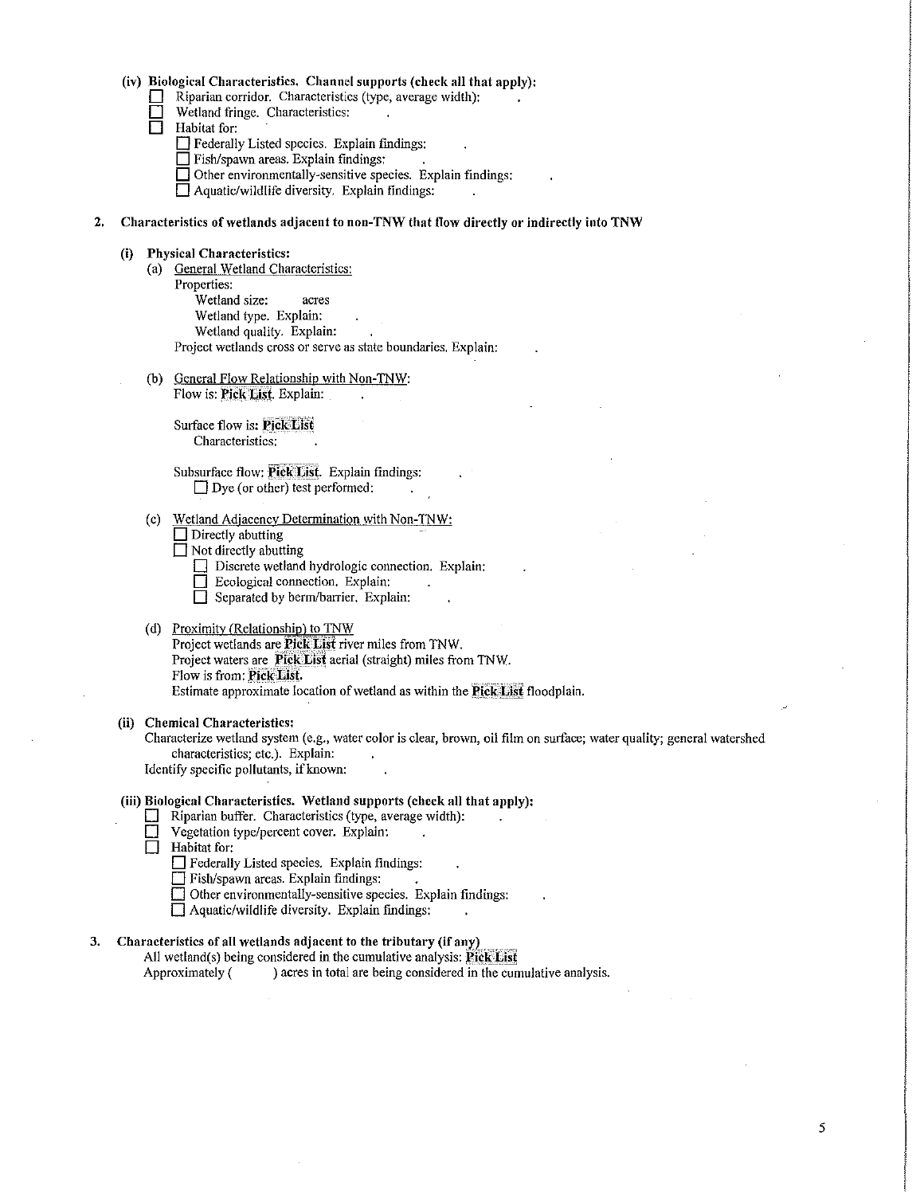**(iv) Biological Characteristics. Channel supports (check all that apply):**

- ☐ Riparian corridor. Characteristics (type, average width): .
- ☐ Wetland fringe. Characteristics: .
- ☐ Habitat for:
  - ☐ Federally Listed species. Explain findings: .
  - ☐ Fish/spawn areas. Explain findings: .
  - ☐ Other environmentally-sensitive species. Explain findings: .
  - ☐ Aquatic/wildlife diversity. Explain findings: .

**2. Characteristics of wetlands adjacent to non-TNW that flow directly or indirectly into TNW**

**(i) Physical Characteristics:**

(a) General Wetland Characteristics:

Properties:

Wetland size: acres

Wetland type. Explain: .

Wetland quality. Explain: .

Project wetlands cross or serve as state boundaries. Explain: .

(b) General Flow Relationship with Non-TNW:

Flow is: **Pick List**. Explain: .

Surface flow is: **Pick List**

Characteristics: .

Subsurface flow: **Pick List**. Explain findings: .

☐ Dye (or other) test performed: .

(c) Wetland Adjacency Determination with Non-TNW:

- ☐ Directly abutting
- ☐ Not directly abutting
  - ☐ Discrete wetland hydrologic connection. Explain: .
  - ☐ Ecological connection. Explain: .
  - ☐ Separated by berm/barrier. Explain: .

(d) Proximity (Relationship) to TNW

Project wetlands are **Pick List** river miles from TNW.

Project waters are **Pick List** aerial (straight) miles from TNW.

Flow is from: **Pick List.**

Estimate approximate location of wetland as within the **Pick List** floodplain.

**(ii) Chemical Characteristics:**

Characterize wetland system (e.g., water color is clear, brown, oil film on surface; water quality; general watershed characteristics; etc.). Explain: .

Identify specific pollutants, if known: .

**(iii) Biological Characteristics. Wetland supports (check all that apply):**

- ☐ Riparian buffer. Characteristics (type, average width): .
- ☐ Vegetation type/percent cover. Explain: .
- ☐ Habitat for:
  - ☐ Federally Listed species. Explain findings: .
  - ☐ Fish/spawn areas. Explain findings: .
  - ☐ Other environmentally-sensitive species. Explain findings: .
  - ☐ Aquatic/wildlife diversity. Explain findings: .

**3. Characteristics of all wetlands adjacent to the tributary (if any)**

All wetland(s) being considered in the cumulative analysis: **Pick List**

Approximately ( ) acres in total are being considered in the cumulative analysis.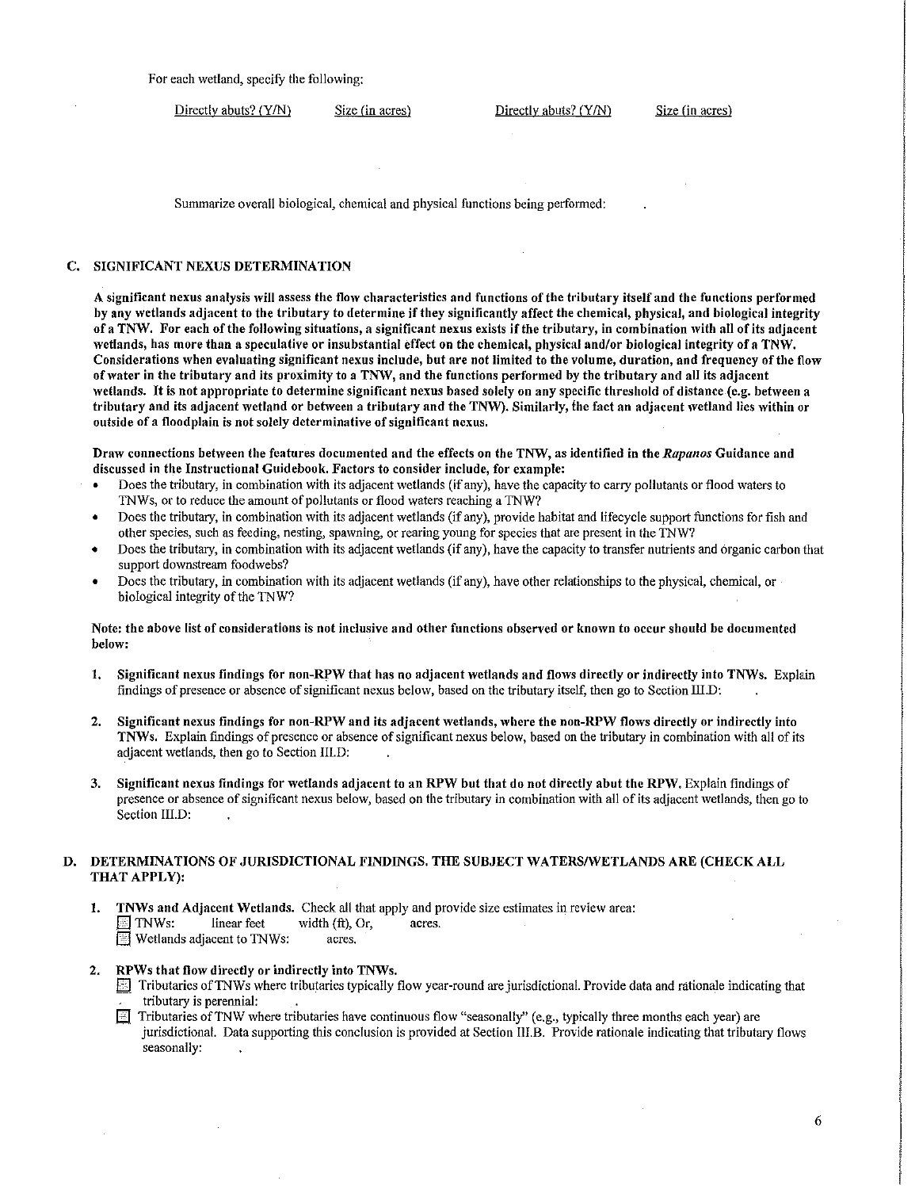For each wetland, specify the following:

| Directly abuts? (Y/N) | Size (in acres) | Directly abuts? (Y/N) | Size (in acres) |
| --- | --- | --- | --- |

Summarize overall biological, chemical and physical functions being performed: .

## C. SIGNIFICANT NEXUS DETERMINATION

**A significant nexus analysis will assess the flow characteristics and functions of the tributary itself and the functions performed by any wetlands adjacent to the tributary to determine if they significantly affect the chemical, physical, and biological integrity of a TNW. For each of the following situations, a significant nexus exists if the tributary, in combination with all of its adjacent wetlands, has more than a speculative or insubstantial effect on the chemical, physical and/or biological integrity of a TNW. Considerations when evaluating significant nexus include, but are not limited to the volume, duration, and frequency of the flow of water in the tributary and its proximity to a TNW, and the functions performed by the tributary and all its adjacent wetlands. It is not appropriate to determine significant nexus based solely on any specific threshold of distance (e.g. between a tributary and its adjacent wetland or between a tributary and the TNW). Similarly, the fact an adjacent wetland lies within or outside of a floodplain is not solely determinative of significant nexus.**

**Draw connections between the features documented and the effects on the TNW, as identified in the *Rapanos* Guidance and discussed in the Instructional Guidebook. Factors to consider include, for example:**

- Does the tributary, in combination with its adjacent wetlands (if any), have the capacity to carry pollutants or flood waters to TNWs, or to reduce the amount of pollutants or flood waters reaching a TNW?
- Does the tributary, in combination with its adjacent wetlands (if any), provide habitat and lifecycle support functions for fish and other species, such as feeding, nesting, spawning, or rearing young for species that are present in the TNW?
- Does the tributary, in combination with its adjacent wetlands (if any), have the capacity to transfer nutrients and organic carbon that support downstream foodwebs?
- Does the tributary, in combination with its adjacent wetlands (if any), have other relationships to the physical, chemical, or biological integrity of the TNW?

**Note: the above list of considerations is not inclusive and other functions observed or known to occur should be documented below:**

1. **Significant nexus findings for non-RPW that has no adjacent wetlands and flows directly or indirectly into TNWs.** Explain findings of presence or absence of significant nexus below, based on the tributary itself, then go to Section III.D: .

2. **Significant nexus findings for non-RPW and its adjacent wetlands, where the non-RPW flows directly or indirectly into TNWs.** Explain findings of presence or absence of significant nexus below, based on the tributary in combination with all of its adjacent wetlands, then go to Section III.D: .

3. **Significant nexus findings for wetlands adjacent to an RPW but that do not directly abut the RPW.** Explain findings of presence or absence of significant nexus below, based on the tributary in combination with all of its adjacent wetlands, then go to Section III.D: .

## D. DETERMINATIONS OF JURISDICTIONAL FINDINGS. THE SUBJECT WATERS/WETLANDS ARE (CHECK ALL THAT APPLY):

1. **TNWs and Adjacent Wetlands.** Check all that apply and provide size estimates in review area:
   - ☐ TNWs: linear feet width (ft), Or, acres.
   - ☐ Wetlands adjacent to TNWs: acres.

2. **RPWs that flow directly or indirectly into TNWs.**
   - ☐ Tributaries of TNWs where tributaries typically flow year-round are jurisdictional. Provide data and rationale indicating that tributary is perennial: .
   - ☐ Tributaries of TNW where tributaries have continuous flow "seasonally" (e.g., typically three months each year) are jurisdictional. Data supporting this conclusion is provided at Section III.B. Provide rationale indicating that tributary flows seasonally: .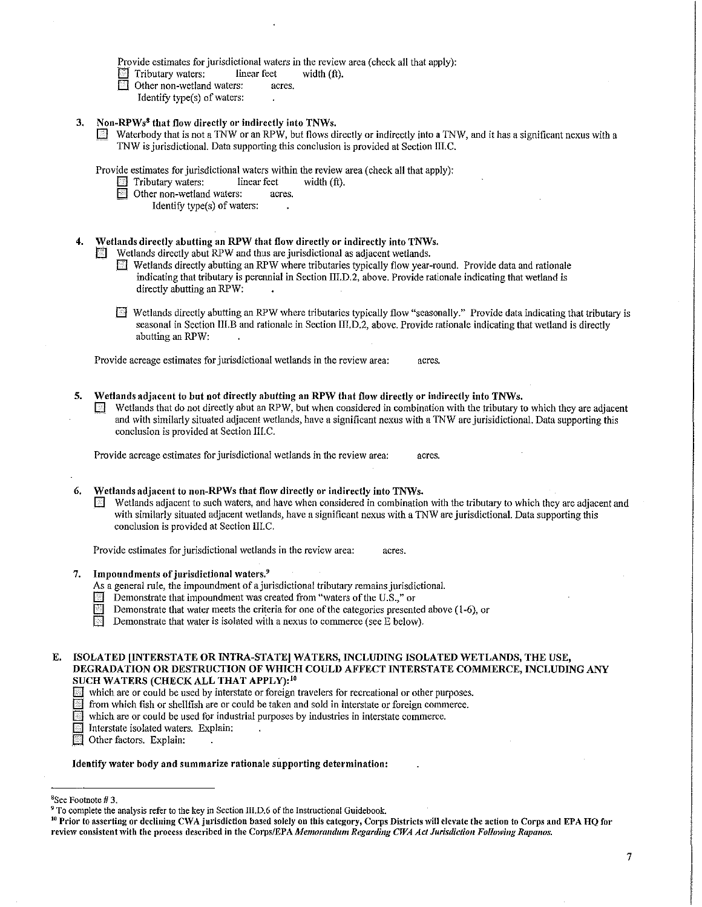Provide estimates for jurisdictional waters in the review area (check all that apply):

☐ Tributary waters: linear feet width (ft).

☐ Other non-wetland waters: acres.

Identify type(s) of waters: .

**3. Non-RPWs[8] that flow directly or indirectly into TNWs.**

☐ Waterbody that is not a TNW or an RPW, but flows directly or indirectly into a TNW, and it has a significant nexus with a TNW is jurisdictional. Data supporting this conclusion is provided at Section III.C.

Provide estimates for jurisdictional waters within the review area (check all that apply):

☐ Tributary waters: linear feet width (ft).

☐ Other non-wetland waters: acres.

Identify type(s) of waters: .

**4. Wetlands directly abutting an RPW that flow directly or indirectly into TNWs.**

☐ Wetlands directly abut RPW and thus are jurisdictional as adjacent wetlands.

☐ Wetlands directly abutting an RPW where tributaries typically flow year-round. Provide data and rationale indicating that tributary is perennial in Section III.D.2, above. Provide rationale indicating that wetland is directly abutting an RPW: .

☐ Wetlands directly abutting an RPW where tributaries typically flow "seasonally." Provide data indicating that tributary is seasonal in Section III.B and rationale in Section III.D.2, above. Provide rationale indicating that wetland is directly abutting an RPW: .

Provide acreage estimates for jurisdictional wetlands in the review area: acres.

**5. Wetlands adjacent to but not directly abutting an RPW that flow directly or indirectly into TNWs.**

☐ Wetlands that do not directly abut an RPW, but when considered in combination with the tributary to which they are adjacent and with similarly situated adjacent wetlands, have a significant nexus with a TNW are jurisidictional. Data supporting this conclusion is provided at Section III.C.

Provide acreage estimates for jurisdictional wetlands in the review area: acres.

**6. Wetlands adjacent to non-RPWs that flow directly or indirectly into TNWs.**

☐ Wetlands adjacent to such waters, and have when considered in combination with the tributary to which they are adjacent and with similarly situated adjacent wetlands, have a significant nexus with a TNW are jurisdictional. Data supporting this conclusion is provided at Section III.C.

Provide estimates for jurisdictional wetlands in the review area: acres.

**7. Impoundments of jurisdictional waters.[9]**

As a general rule, the impoundment of a jurisdictional tributary remains jurisdictional.

☐ Demonstrate that impoundment was created from "waters of the U.S.," or

☐ Demonstrate that water meets the criteria for one of the categories presented above (1-6), or

☐ Demonstrate that water is isolated with a nexus to commerce (see E below).

**E. ISOLATED [INTERSTATE OR INTRA-STATE] WATERS, INCLUDING ISOLATED WETLANDS, THE USE, DEGRADATION OR DESTRUCTION OF WHICH COULD AFFECT INTERSTATE COMMERCE, INCLUDING ANY SUCH WATERS (CHECK ALL THAT APPLY):[10]**

☐ which are or could be used by interstate or foreign travelers for recreational or other purposes.

☐ from which fish or shellfish are or could be taken and sold in interstate or foreign commerce.

☐ which are or could be used for industrial purposes by industries in interstate commerce.

☐ Interstate isolated waters. Explain: .

☐ Other factors. Explain: .

**Identify water body and summarize rationale supporting determination:** .

---

[8] See Footnote # 3.

[9] To complete the analysis refer to the key in Section III.D.6 of the Instructional Guidebook.

[10] **Prior to asserting or declining CWA jurisdiction based solely on this category, Corps Districts will elevate the action to Corps and EPA HQ for review consistent with the process described in the Corps/EPA *Memorandum Regarding CWA Act Jurisdiction Following Rapanos*.**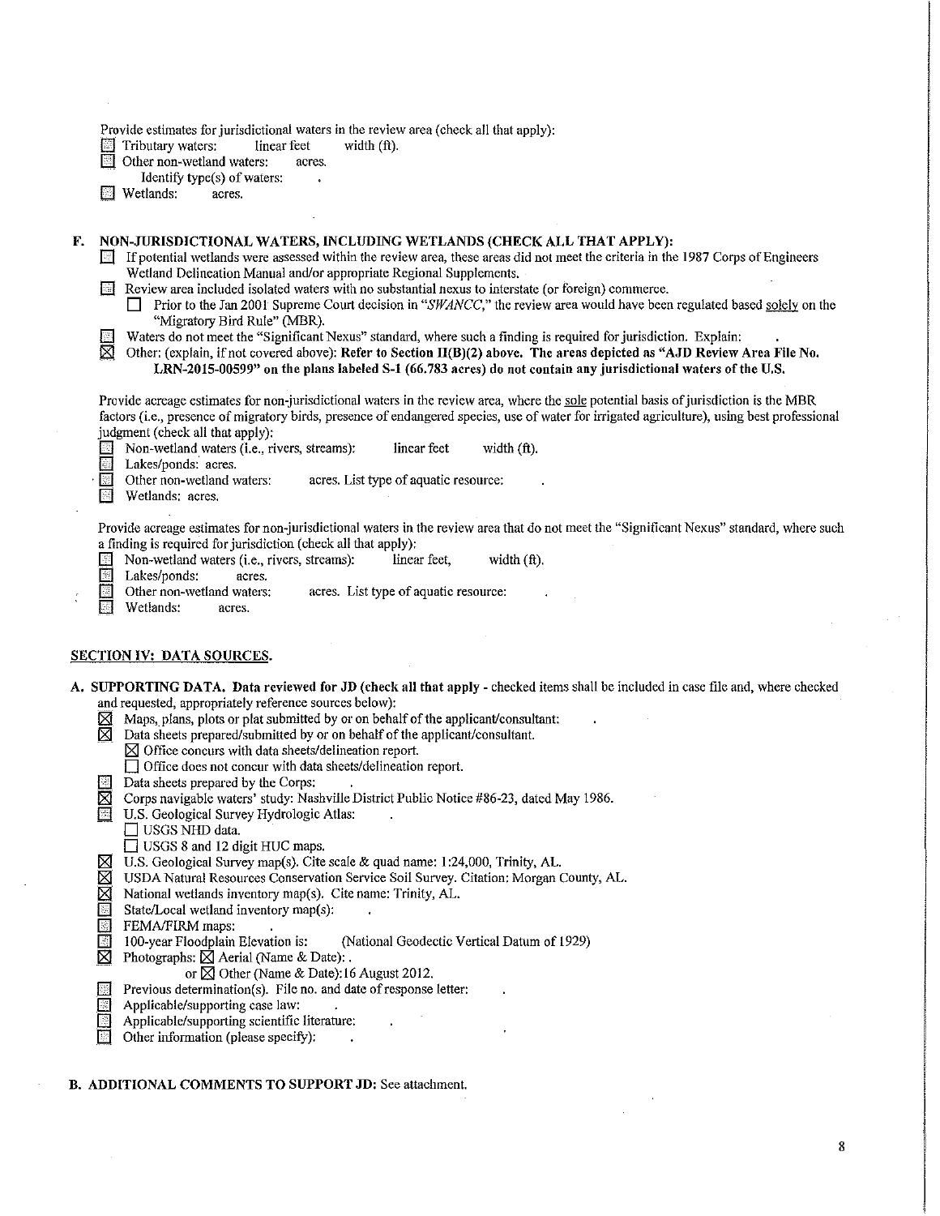Provide estimates for jurisdictional waters in the review area (check all that apply):

- ☐ Tributary waters: linear feet width (ft).
- ☐ Other non-wetland waters: acres.
  - Identify type(s) of waters: .
- ☐ Wetlands: acres.

**F. NON-JURISDICTIONAL WATERS, INCLUDING WETLANDS (CHECK ALL THAT APPLY):**

- ☐ If potential wetlands were assessed within the review area, these areas did not meet the criteria in the 1987 Corps of Engineers Wetland Delineation Manual and/or appropriate Regional Supplements.
- ☐ Review area included isolated waters with no substantial nexus to interstate (or foreign) commerce.
  - ☐ Prior to the Jan 2001 Supreme Court decision in "*SWANCC*," the review area would have been regulated based solely on the "Migratory Bird Rule" (MBR).
- ☐ Waters do not meet the "Significant Nexus" standard, where such a finding is required for jurisdiction. Explain: .
- ☒ Other: (explain, if not covered above): **Refer to Section II(B)(2) above. The areas depicted as "AJD Review Area File No. LRN-2015-00599" on the plans labeled S-1 (66.783 acres) do not contain any jurisdictional waters of the U.S.**

Provide acreage estimates for non-jurisdictional waters in the review area, where the sole potential basis of jurisdiction is the MBR factors (i.e., presence of migratory birds, presence of endangered species, use of water for irrigated agriculture), using best professional judgment (check all that apply):

- ☐ Non-wetland waters (i.e., rivers, streams): linear feet width (ft).
- ☐ Lakes/ponds: acres.
- ☐ Other non-wetland waters: acres. List type of aquatic resource: .
- ☐ Wetlands: acres.

Provide acreage estimates for non-jurisdictional waters in the review area that do not meet the "Significant Nexus" standard, where such a finding is required for jurisdiction (check all that apply):

- ☐ Non-wetland waters (i.e., rivers, streams): linear feet, width (ft).
- ☐ Lakes/ponds: acres.
- ☐ Other non-wetland waters: acres. List type of aquatic resource: .
- ☐ Wetlands: acres.

## SECTION IV: DATA SOURCES.

**A. SUPPORTING DATA. Data reviewed for JD (check all that apply** - checked items shall be included in case file and, where checked and requested, appropriately reference sources below):

- ☒ Maps, plans, plots or plat submitted by or on behalf of the applicant/consultant: .
- ☒ Data sheets prepared/submitted by or on behalf of the applicant/consultant.
  - ☒ Office concurs with data sheets/delineation report.
  - ☐ Office does not concur with data sheets/delineation report.
- ☐ Data sheets prepared by the Corps: .
- ☒ Corps navigable waters' study: Nashville District Public Notice #86-23, dated May 1986.
- ☐ U.S. Geological Survey Hydrologic Atlas: .
  - ☐ USGS NHD data.
  - ☐ USGS 8 and 12 digit HUC maps.
- ☒ U.S. Geological Survey map(s). Cite scale & quad name: 1:24,000, Trinity, AL.
- ☒ USDA Natural Resources Conservation Service Soil Survey. Citation: Morgan County, AL.
- ☒ National wetlands inventory map(s). Cite name: Trinity, AL.
- ☐ State/Local wetland inventory map(s): .
- ☐ FEMA/FIRM maps: .
- ☐ 100-year Floodplain Elevation is: (National Geodectic Vertical Datum of 1929)
- ☒ Photographs: ☒ Aerial (Name & Date): .
  - or ☒ Other (Name & Date):16 August 2012.
- ☐ Previous determination(s). File no. and date of response letter: .
- ☐ Applicable/supporting case law: .
- ☐ Applicable/supporting scientific literature: .
- ☐ Other information (please specify): .

**B. ADDITIONAL COMMENTS TO SUPPORT JD:** See attachment.